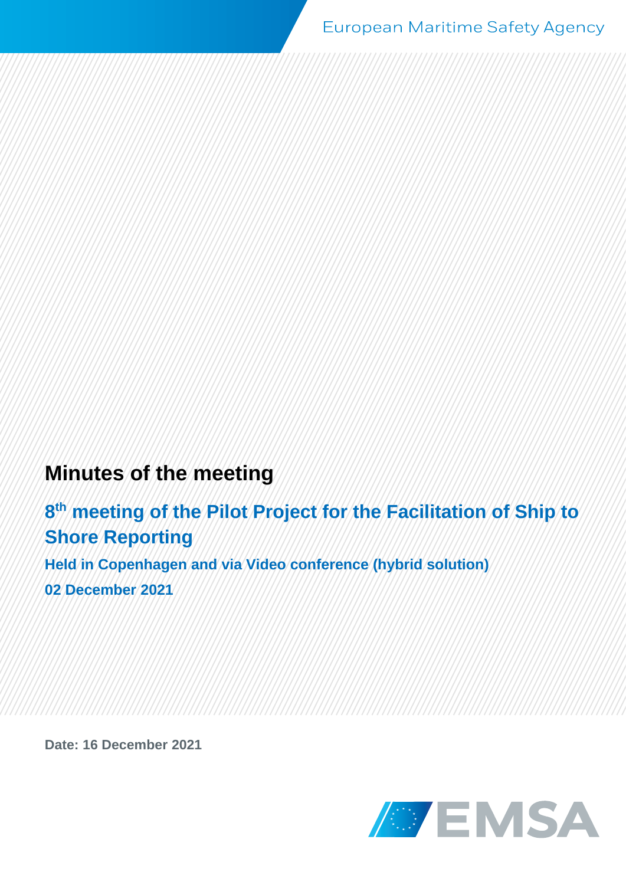European Maritime Safety Agency

# Minutes of the meeting

## 8th meeting of the Pilot Project for the Facilitation of Ship to Shore Reporting

**Held in Copenhagen and via Video conference (hybrid solution)**

**02 December 2021**

**Date: 16 December 2021**

EMSA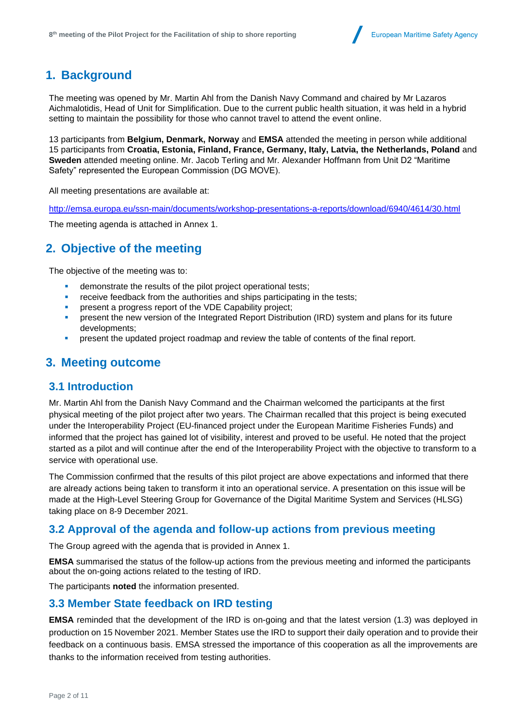# 1. Background

The meeting was opened by Mr. Martin Ahl from the Danish Navy Command and chaired by Mr Lazaros Aichmalotidis, Head of Unit for Simplification. Due to the current public health situation, it was held in a hybrid setting to maintain the possibility for those who cannot travel to attend the event online.

13 participants from **Belgium, Denmark, Norway** and **EMSA** attended the meeting in person while additional 15 participants from **Croatia, Estonia, Finland, France, Germany, Italy, Latvia, the Netherlands, Poland** and **Sweden** attended meeting online. Mr. Jacob Terling and Mr. Alexander Hoffmann from Unit D2 "Maritime Safety" represented the European Commission (DG MOVE).

All meeting presentations are available at:

http://emsa.europa.eu/ssn-main/documents/workshop-presentations-a-reports/download/6940/4614/30.html

The meeting agenda is attached in Annex 1.

# 2. Objective of the meeting

The objective of the meeting was to:

- demonstrate the results of the pilot project operational tests;
- receive feedback from the authorities and ships participating in the tests;
- present a progress report of the VDE Capability project;
- present the new version of the Integrated Report Distribution (IRD) system and plans for its future developments;
- present the updated project roadmap and review the table of contents of the final report.

# 3. Meeting outcome

## 3.1 Introduction

Mr. Martin Ahl from the Danish Navy Command and the Chairman welcomed the participants at the first physical meeting of the pilot project after two years. The Chairman recalled that this project is being executed under the Interoperability Project (EU-financed project under the European Maritime Fisheries Funds) and informed that the project has gained lot of visibility, interest and proved to be useful. He noted that the project started as a pilot and will continue after the end of the Interoperability Project with the objective to transform to a service with operational use.

The Commission confirmed that the results of this pilot project are above expectations and informed that there are already actions being taken to transform it into an operational service. A presentation on this issue will be made at the High-Level Steering Group for Governance of the Digital Maritime System and Services (HLSG) taking place on 8-9 December 2021.

## 3.2 Approval of the agenda and follow-up actions from previous meeting

The Group agreed with the agenda that is provided in Annex 1.

**EMSA** summarised the status of the follow-up actions from the previous meeting and informed the participants about the on-going actions related to the testing of IRD.

The participants **noted** the information presented.

## 3.3 Member State feedback on IRD testing

**EMSA** reminded that the development of the IRD is on-going and that the latest version (1.3) was deployed in production on 15 November 2021. Member States use the IRD to support their daily operation and to provide their feedback on a continuous basis. EMSA stressed the importance of this cooperation as all the improvements are thanks to the information received from testing authorities.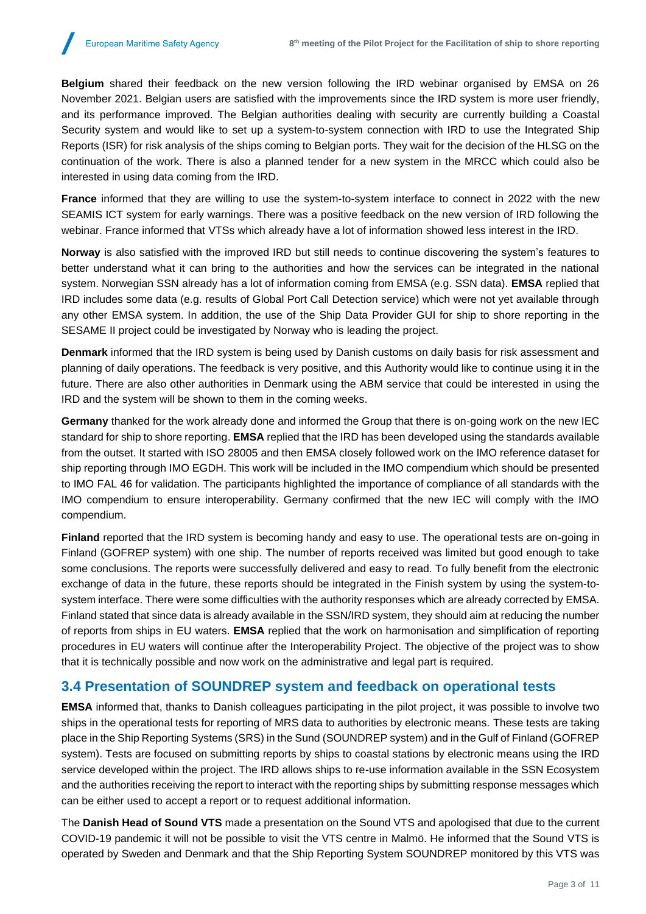**Belgium** shared their feedback on the new version following the IRD webinar organised by EMSA on 26 November 2021. Belgian users are satisfied with the improvements since the IRD system is more user friendly, and its performance improved. The Belgian authorities dealing with security are currently building a Coastal Security system and would like to set up a system-to-system connection with IRD to use the Integrated Ship Reports (ISR) for risk analysis of the ships coming to Belgian ports. They wait for the decision of the HLSG on the continuation of the work. There is also a planned tender for a new system in the MRCC which could also be interested in using data coming from the IRD.

**France** informed that they are willing to use the system-to-system interface to connect in 2022 with the new SEAMIS ICT system for early warnings. There was a positive feedback on the new version of IRD following the webinar. France informed that VTSs which already have a lot of information showed less interest in the IRD.

**Norway** is also satisfied with the improved IRD but still needs to continue discovering the system's features to better understand what it can bring to the authorities and how the services can be integrated in the national system. Norwegian SSN already has a lot of information coming from EMSA (e.g. SSN data). **EMSA** replied that IRD includes some data (e.g. results of Global Port Call Detection service) which were not yet available through any other EMSA system. In addition, the use of the Ship Data Provider GUI for ship to shore reporting in the SESAME II project could be investigated by Norway who is leading the project.

**Denmark** informed that the IRD system is being used by Danish customs on daily basis for risk assessment and planning of daily operations. The feedback is very positive, and this Authority would like to continue using it in the future. There are also other authorities in Denmark using the ABM service that could be interested in using the IRD and the system will be shown to them in the coming weeks.

**Germany** thanked for the work already done and informed the Group that there is on-going work on the new IEC standard for ship to shore reporting. **EMSA** replied that the IRD has been developed using the standards available from the outset. It started with ISO 28005 and then EMSA closely followed work on the IMO reference dataset for ship reporting through IMO EGDH. This work will be included in the IMO compendium which should be presented to IMO FAL 46 for validation. The participants highlighted the importance of compliance of all standards with the IMO compendium to ensure interoperability. Germany confirmed that the new IEC will comply with the IMO compendium.

**Finland** reported that the IRD system is becoming handy and easy to use. The operational tests are on-going in Finland (GOFREP system) with one ship. The number of reports received was limited but good enough to take some conclusions. The reports were successfully delivered and easy to read. To fully benefit from the electronic exchange of data in the future, these reports should be integrated in the Finish system by using the system-to-system interface. There were some difficulties with the authority responses which are already corrected by EMSA. Finland stated that since data is already available in the SSN/IRD system, they should aim at reducing the number of reports from ships in EU waters. **EMSA** replied that the work on harmonisation and simplification of reporting procedures in EU waters will continue after the Interoperability Project. The objective of the project was to show that it is technically possible and now work on the administrative and legal part is required.

## 3.4 Presentation of SOUNDREP system and feedback on operational tests

**EMSA** informed that, thanks to Danish colleagues participating in the pilot project, it was possible to involve two ships in the operational tests for reporting of MRS data to authorities by electronic means. These tests are taking place in the Ship Reporting Systems (SRS) in the Sund (SOUNDREP system) and in the Gulf of Finland (GOFREP system). Tests are focused on submitting reports by ships to coastal stations by electronic means using the IRD service developed within the project. The IRD allows ships to re-use information available in the SSN Ecosystem and the authorities receiving the report to interact with the reporting ships by submitting response messages which can be either used to accept a report or to request additional information.

The **Danish Head of Sound VTS** made a presentation on the Sound VTS and apologised that due to the current COVID-19 pandemic it will not be possible to visit the VTS centre in Malmö. He informed that the Sound VTS is operated by Sweden and Denmark and that the Ship Reporting System SOUNDREP monitored by this VTS was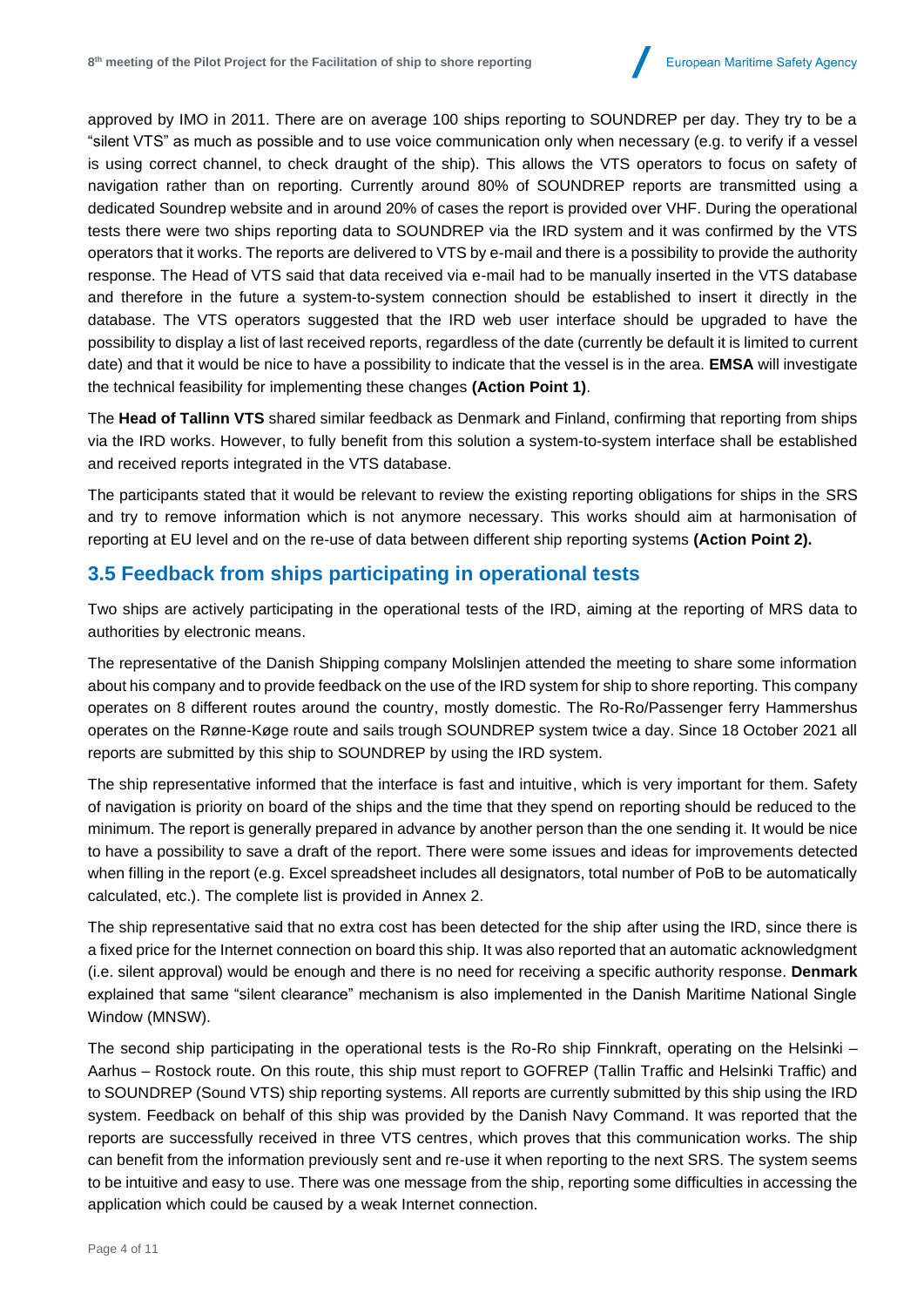approved by IMO in 2011. There are on average 100 ships reporting to SOUNDREP per day. They try to be a "silent VTS" as much as possible and to use voice communication only when necessary (e.g. to verify if a vessel is using correct channel, to check draught of the ship). This allows the VTS operators to focus on safety of navigation rather than on reporting. Currently around 80% of SOUNDREP reports are transmitted using a dedicated Soundrep website and in around 20% of cases the report is provided over VHF. During the operational tests there were two ships reporting data to SOUNDREP via the IRD system and it was confirmed by the VTS operators that it works. The reports are delivered to VTS by e-mail and there is a possibility to provide the authority response. The Head of VTS said that data received via e-mail had to be manually inserted in the VTS database and therefore in the future a system-to-system connection should be established to insert it directly in the database. The VTS operators suggested that the IRD web user interface should be upgraded to have the possibility to display a list of last received reports, regardless of the date (currently be default it is limited to current date) and that it would be nice to have a possibility to indicate that the vessel is in the area. **EMSA** will investigate the technical feasibility for implementing these changes **(Action Point 1)**.

The **Head of Tallinn VTS** shared similar feedback as Denmark and Finland, confirming that reporting from ships via the IRD works. However, to fully benefit from this solution a system-to-system interface shall be established and received reports integrated in the VTS database.

The participants stated that it would be relevant to review the existing reporting obligations for ships in the SRS and try to remove information which is not anymore necessary. This works should aim at harmonisation of reporting at EU level and on the re-use of data between different ship reporting systems **(Action Point 2).**

## 3.5 Feedback from ships participating in operational tests

Two ships are actively participating in the operational tests of the IRD, aiming at the reporting of MRS data to authorities by electronic means.

The representative of the Danish Shipping company Molslinjen attended the meeting to share some information about his company and to provide feedback on the use of the IRD system for ship to shore reporting. This company operates on 8 different routes around the country, mostly domestic. The Ro-Ro/Passenger ferry Hammershus operates on the Rønne-Køge route and sails trough SOUNDREP system twice a day. Since 18 October 2021 all reports are submitted by this ship to SOUNDREP by using the IRD system.

The ship representative informed that the interface is fast and intuitive, which is very important for them. Safety of navigation is priority on board of the ships and the time that they spend on reporting should be reduced to the minimum. The report is generally prepared in advance by another person than the one sending it. It would be nice to have a possibility to save a draft of the report. There were some issues and ideas for improvements detected when filling in the report (e.g. Excel spreadsheet includes all designators, total number of PoB to be automatically calculated, etc.). The complete list is provided in Annex 2.

The ship representative said that no extra cost has been detected for the ship after using the IRD, since there is a fixed price for the Internet connection on board this ship. It was also reported that an automatic acknowledgment (i.e. silent approval) would be enough and there is no need for receiving a specific authority response. **Denmark** explained that same "silent clearance" mechanism is also implemented in the Danish Maritime National Single Window (MNSW).

The second ship participating in the operational tests is the Ro-Ro ship Finnkraft, operating on the Helsinki – Aarhus – Rostock route. On this route, this ship must report to GOFREP (Tallin Traffic and Helsinki Traffic) and to SOUNDREP (Sound VTS) ship reporting systems. All reports are currently submitted by this ship using the IRD system. Feedback on behalf of this ship was provided by the Danish Navy Command. It was reported that the reports are successfully received in three VTS centres, which proves that this communication works. The ship can benefit from the information previously sent and re-use it when reporting to the next SRS. The system seems to be intuitive and easy to use. There was one message from the ship, reporting some difficulties in accessing the application which could be caused by a weak Internet connection.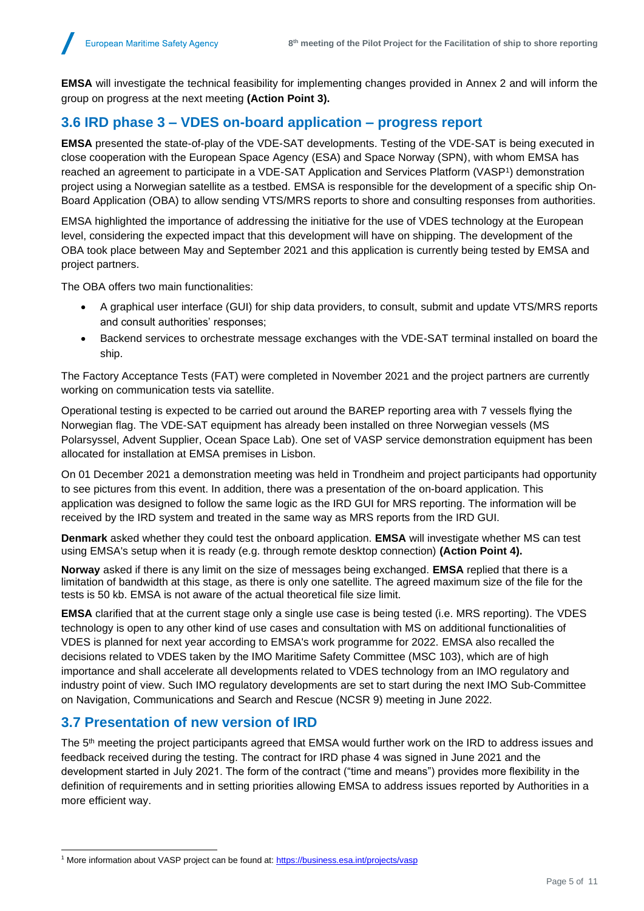**EMSA** will investigate the technical feasibility for implementing changes provided in Annex 2 and will inform the group on progress at the next meeting **(Action Point 3).**

## 3.6 IRD phase 3 – VDES on-board application – progress report

**EMSA** presented the state-of-play of the VDE-SAT developments. Testing of the VDE-SAT is being executed in close cooperation with the European Space Agency (ESA) and Space Norway (SPN), with whom EMSA has reached an agreement to participate in a VDE-SAT Application and Services Platform (VASP[1]) demonstration project using a Norwegian satellite as a testbed. EMSA is responsible for the development of a specific ship On-Board Application (OBA) to allow sending VTS/MRS reports to shore and consulting responses from authorities.

EMSA highlighted the importance of addressing the initiative for the use of VDES technology at the European level, considering the expected impact that this development will have on shipping. The development of the OBA took place between May and September 2021 and this application is currently being tested by EMSA and project partners.

The OBA offers two main functionalities:

- A graphical user interface (GUI) for ship data providers, to consult, submit and update VTS/MRS reports and consult authorities' responses;
- Backend services to orchestrate message exchanges with the VDE-SAT terminal installed on board the ship.

The Factory Acceptance Tests (FAT) were completed in November 2021 and the project partners are currently working on communication tests via satellite.

Operational testing is expected to be carried out around the BAREP reporting area with 7 vessels flying the Norwegian flag. The VDE-SAT equipment has already been installed on three Norwegian vessels (MS Polarsyssel, Advent Supplier, Ocean Space Lab). One set of VASP service demonstration equipment has been allocated for installation at EMSA premises in Lisbon.

On 01 December 2021 a demonstration meeting was held in Trondheim and project participants had opportunity to see pictures from this event. In addition, there was a presentation of the on-board application. This application was designed to follow the same logic as the IRD GUI for MRS reporting. The information will be received by the IRD system and treated in the same way as MRS reports from the IRD GUI.

**Denmark** asked whether they could test the onboard application. **EMSA** will investigate whether MS can test using EMSA's setup when it is ready (e.g. through remote desktop connection) **(Action Point 4).**

**Norway** asked if there is any limit on the size of messages being exchanged. **EMSA** replied that there is a limitation of bandwidth at this stage, as there is only one satellite. The agreed maximum size of the file for the tests is 50 kb. EMSA is not aware of the actual theoretical file size limit.

**EMSA** clarified that at the current stage only a single use case is being tested (i.e. MRS reporting). The VDES technology is open to any other kind of use cases and consultation with MS on additional functionalities of VDES is planned for next year according to EMSA's work programme for 2022. EMSA also recalled the decisions related to VDES taken by the IMO Maritime Safety Committee (MSC 103), which are of high importance and shall accelerate all developments related to VDES technology from an IMO regulatory and industry point of view. Such IMO regulatory developments are set to start during the next IMO Sub-Committee on Navigation, Communications and Search and Rescue (NCSR 9) meeting in June 2022.

## 3.7 Presentation of new version of IRD

The 5th meeting the project participants agreed that EMSA would further work on the IRD to address issues and feedback received during the testing. The contract for IRD phase 4 was signed in June 2021 and the development started in July 2021. The form of the contract ("time and means") provides more flexibility in the definition of requirements and in setting priorities allowing EMSA to address issues reported by Authorities in a more efficient way.

[1] More information about VASP project can be found at: https://business.esa.int/projects/vasp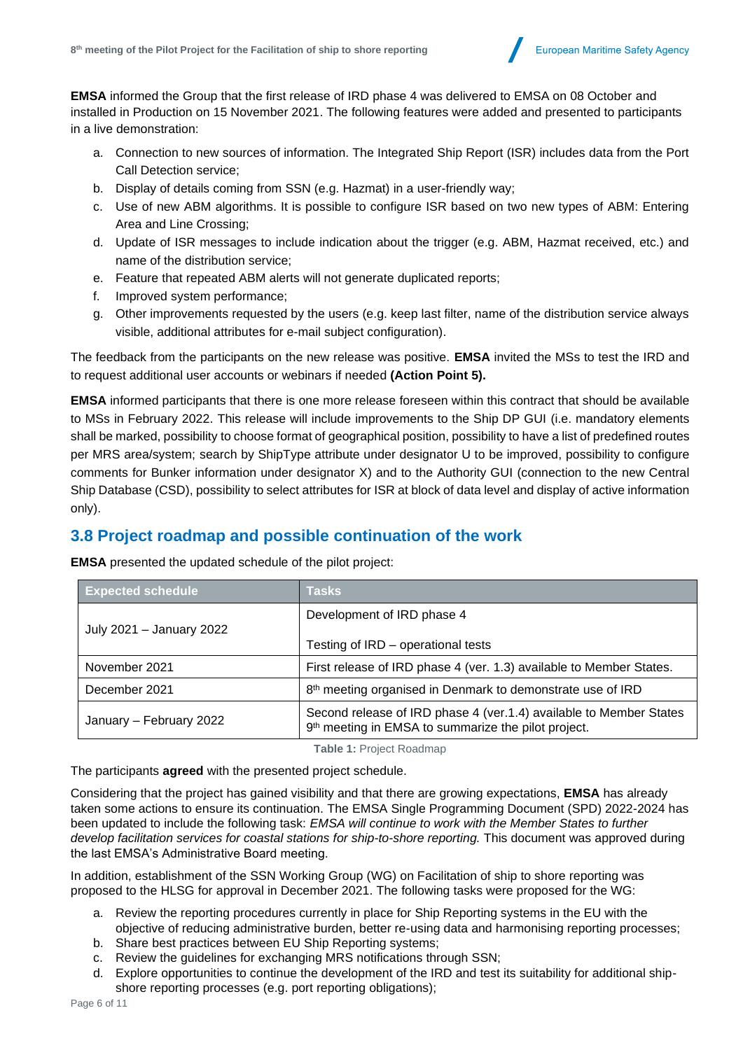**EMSA** informed the Group that the first release of IRD phase 4 was delivered to EMSA on 08 October and installed in Production on 15 November 2021. The following features were added and presented to participants in a live demonstration:

a. Connection to new sources of information. The Integrated Ship Report (ISR) includes data from the Port Call Detection service;
b. Display of details coming from SSN (e.g. Hazmat) in a user-friendly way;
c. Use of new ABM algorithms. It is possible to configure ISR based on two new types of ABM: Entering Area and Line Crossing;
d. Update of ISR messages to include indication about the trigger (e.g. ABM, Hazmat received, etc.) and name of the distribution service;
e. Feature that repeated ABM alerts will not generate duplicated reports;
f. Improved system performance;
g. Other improvements requested by the users (e.g. keep last filter, name of the distribution service always visible, additional attributes for e-mail subject configuration).

The feedback from the participants on the new release was positive. **EMSA** invited the MSs to test the IRD and to request additional user accounts or webinars if needed **(Action Point 5).**

**EMSA** informed participants that there is one more release foreseen within this contract that should be available to MSs in February 2022. This release will include improvements to the Ship DP GUI (i.e. mandatory elements shall be marked, possibility to choose format of geographical position, possibility to have a list of predefined routes per MRS area/system; search by ShipType attribute under designator U to be improved, possibility to configure comments for Bunker information under designator X) and to the Authority GUI (connection to the new Central Ship Database (CSD), possibility to select attributes for ISR at block of data level and display of active information only).

## 3.8 Project roadmap and possible continuation of the work

**EMSA** presented the updated schedule of the pilot project:

| Expected schedule | Tasks |
|---|---|
| July 2021 – January 2022 | Development of IRD phase 4<br><br>Testing of IRD – operational tests |
| November 2021 | First release of IRD phase 4 (ver. 1.3) available to Member States. |
| December 2021 | 8th meeting organised in Denmark to demonstrate use of IRD |
| January – February 2022 | Second release of IRD phase 4 (ver.1.4) available to Member States<br>9th meeting in EMSA to summarize the pilot project. |

**Table 1:** Project Roadmap

The participants **agreed** with the presented project schedule.

Considering that the project has gained visibility and that there are growing expectations, **EMSA** has already taken some actions to ensure its continuation. The EMSA Single Programming Document (SPD) 2022-2024 has been updated to include the following task: *EMSA will continue to work with the Member States to further develop facilitation services for coastal stations for ship-to-shore reporting.* This document was approved during the last EMSA's Administrative Board meeting.

In addition, establishment of the SSN Working Group (WG) on Facilitation of ship to shore reporting was proposed to the HLSG for approval in December 2021. The following tasks were proposed for the WG:

a. Review the reporting procedures currently in place for Ship Reporting systems in the EU with the objective of reducing administrative burden, better re-using data and harmonising reporting processes;
b. Share best practices between EU Ship Reporting systems;
c. Review the guidelines for exchanging MRS notifications through SSN;
d. Explore opportunities to continue the development of the IRD and test its suitability for additional ship-shore reporting processes (e.g. port reporting obligations);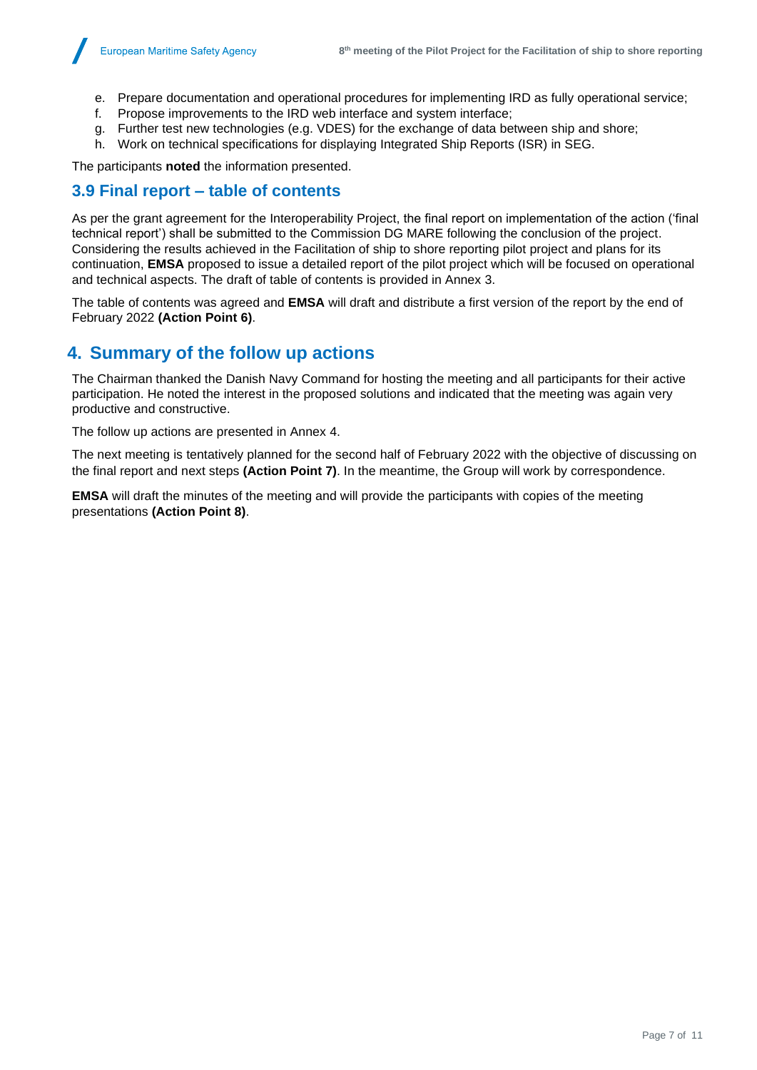e. Prepare documentation and operational procedures for implementing IRD as fully operational service;
f. Propose improvements to the IRD web interface and system interface;
g. Further test new technologies (e.g. VDES) for the exchange of data between ship and shore;
h. Work on technical specifications for displaying Integrated Ship Reports (ISR) in SEG.

The participants **noted** the information presented.

### 3.9 Final report – table of contents

As per the grant agreement for the Interoperability Project, the final report on implementation of the action ('final technical report') shall be submitted to the Commission DG MARE following the conclusion of the project. Considering the results achieved in the Facilitation of ship to shore reporting pilot project and plans for its continuation, **EMSA** proposed to issue a detailed report of the pilot project which will be focused on operational and technical aspects. The draft of table of contents is provided in Annex 3.

The table of contents was agreed and **EMSA** will draft and distribute a first version of the report by the end of February 2022 **(Action Point 6)**.

## 4. Summary of the follow up actions

The Chairman thanked the Danish Navy Command for hosting the meeting and all participants for their active participation. He noted the interest in the proposed solutions and indicated that the meeting was again very productive and constructive.

The follow up actions are presented in Annex 4.

The next meeting is tentatively planned for the second half of February 2022 with the objective of discussing on the final report and next steps **(Action Point 7)**. In the meantime, the Group will work by correspondence.

**EMSA** will draft the minutes of the meeting and will provide the participants with copies of the meeting presentations **(Action Point 8)**.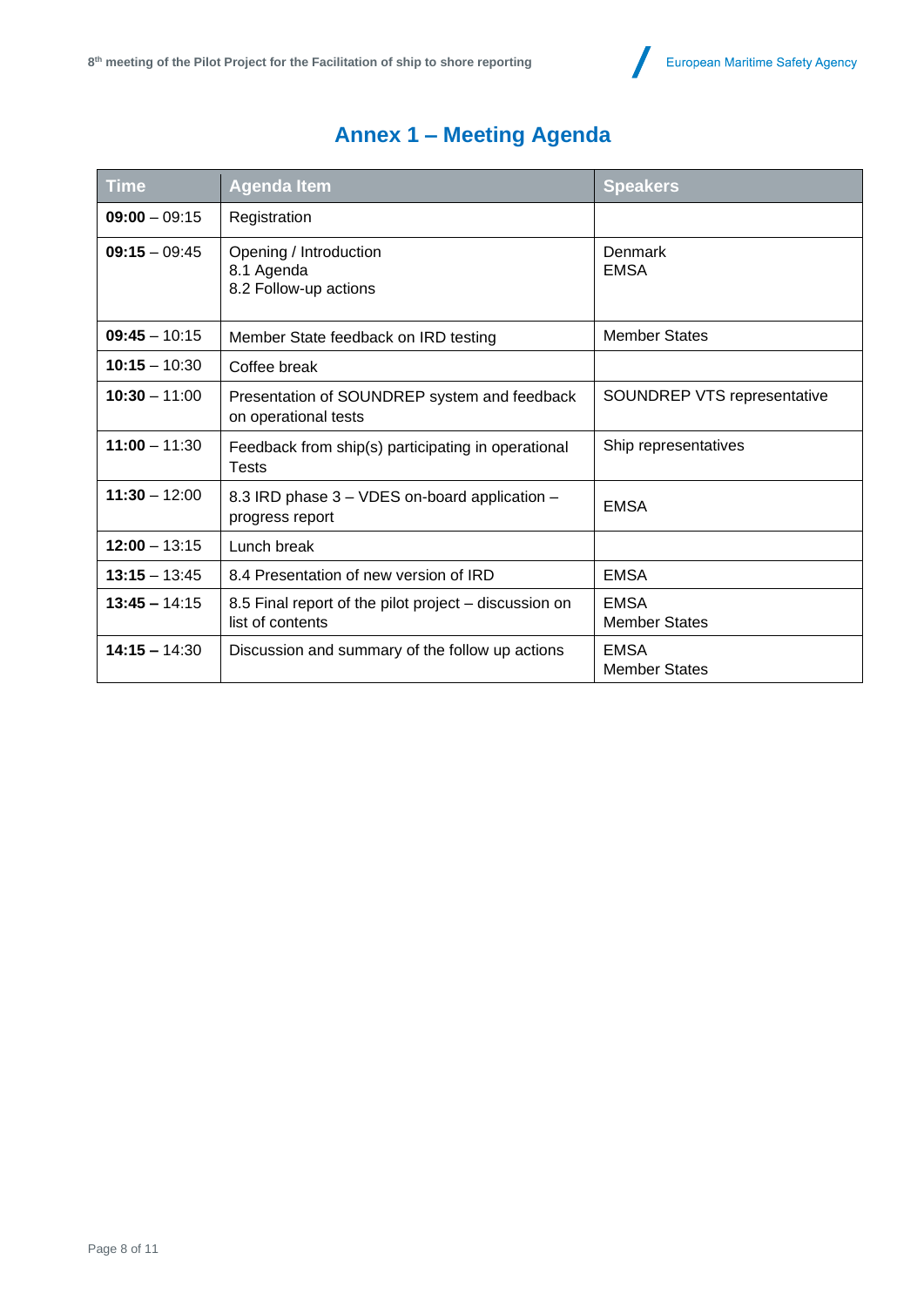# Annex 1 – Meeting Agenda

| Time | Agenda Item | Speakers |
|---|---|---|
| **09:00** – 09:15 | Registration | |
| **09:15** – 09:45 | Opening / Introduction<br>8.1 Agenda<br>8.2 Follow-up actions | Denmark<br>EMSA |
| **09:45** – 10:15 | Member State feedback on IRD testing | Member States |
| **10:15** – 10:30 | Coffee break | |
| **10:30** – 11:00 | Presentation of SOUNDREP system and feedback on operational tests | SOUNDREP VTS representative |
| **11:00** – 11:30 | Feedback from ship(s) participating in operational Tests | Ship representatives |
| **11:30** – 12:00 | 8.3 IRD phase 3 – VDES on-board application – progress report | EMSA |
| **12:00** – 13:15 | Lunch break | |
| **13:15** – 13:45 | 8.4 Presentation of new version of IRD | EMSA |
| **13:45 – 14:15** | 8.5 Final report of the pilot project – discussion on list of contents | EMSA<br>Member States |
| **14:15 – 14:30** | Discussion and summary of the follow up actions | EMSA<br>Member States |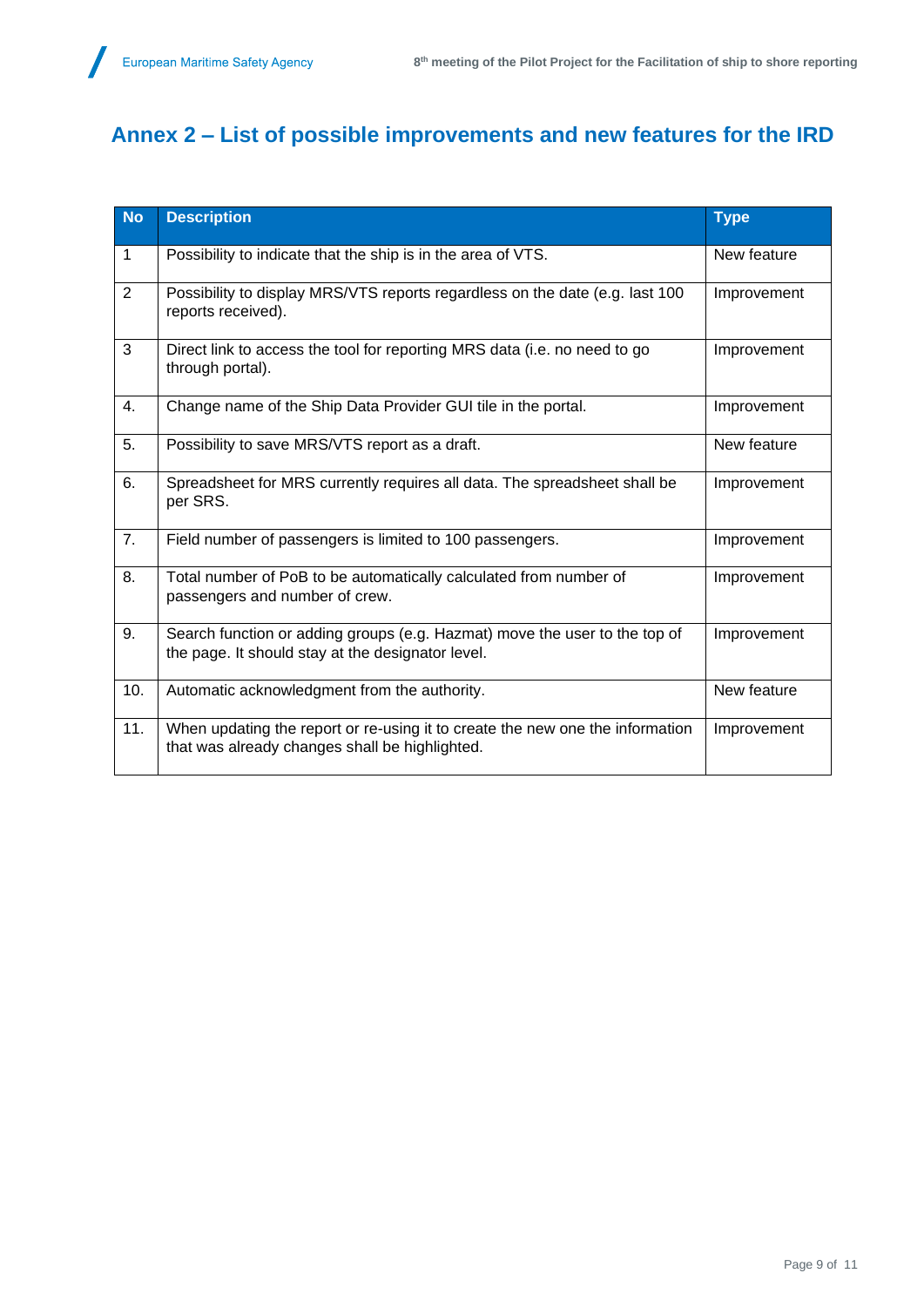# Annex 2 – List of possible improvements and new features for the IRD

| No | Description | Type |
|---|---|---|
| 1 | Possibility to indicate that the ship is in the area of VTS. | New feature |
| 2 | Possibility to display MRS/VTS reports regardless on the date (e.g. last 100 reports received). | Improvement |
| 3 | Direct link to access the tool for reporting MRS data (i.e. no need to go through portal). | Improvement |
| 4. | Change name of the Ship Data Provider GUI tile in the portal. | Improvement |
| 5. | Possibility to save MRS/VTS report as a draft. | New feature |
| 6. | Spreadsheet for MRS currently requires all data. The spreadsheet shall be per SRS. | Improvement |
| 7. | Field number of passengers is limited to 100 passengers. | Improvement |
| 8. | Total number of PoB to be automatically calculated from number of passengers and number of crew. | Improvement |
| 9. | Search function or adding groups (e.g. Hazmat) move the user to the top of the page. It should stay at the designator level. | Improvement |
| 10. | Automatic acknowledgment from the authority. | New feature |
| 11. | When updating the report or re-using it to create the new one the information that was already changes shall be highlighted. | Improvement |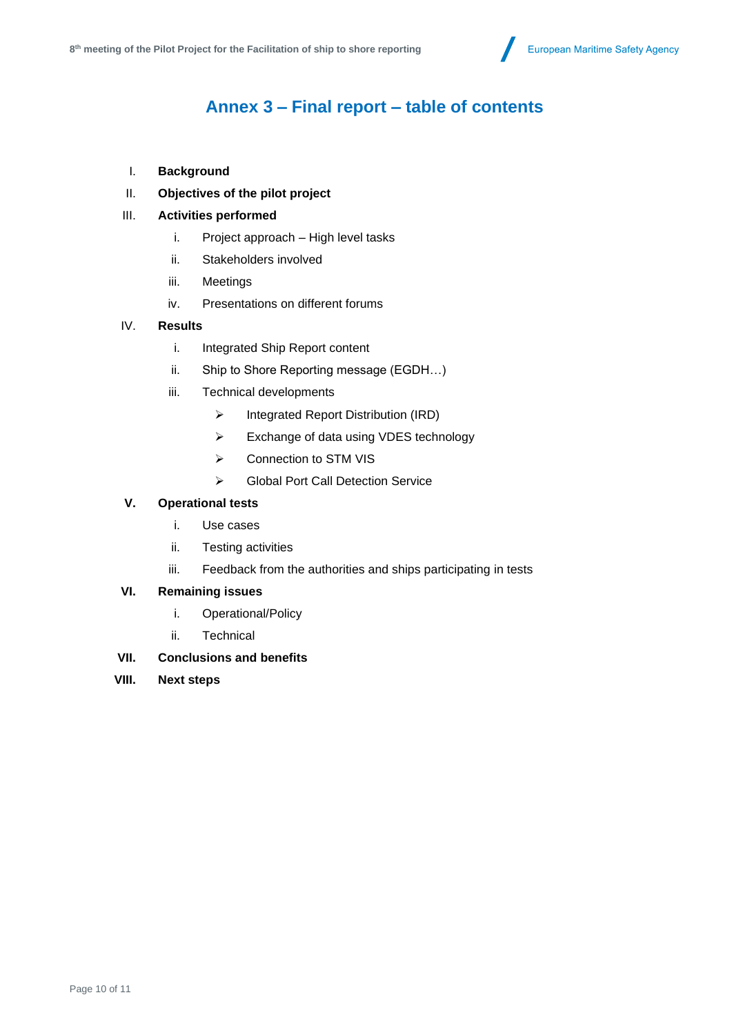# Annex 3 – Final report – table of contents

I. **Background**

II. **Objectives of the pilot project**

III. **Activities performed**

  i. Project approach – High level tasks
  ii. Stakeholders involved
  iii. Meetings
  iv. Presentations on different forums

IV. **Results**

  i. Integrated Ship Report content
  ii. Ship to Shore Reporting message (EGDH…)
  iii. Technical developments
    - Integrated Report Distribution (IRD)
    - Exchange of data using VDES technology
    - Connection to STM VIS
    - Global Port Call Detection Service

**V. Operational tests**

  i. Use cases
  ii. Testing activities
  iii. Feedback from the authorities and ships participating in tests

**VI. Remaining issues**

  i. Operational/Policy
  ii. Technical

**VII. Conclusions and benefits**

**VIII. Next steps**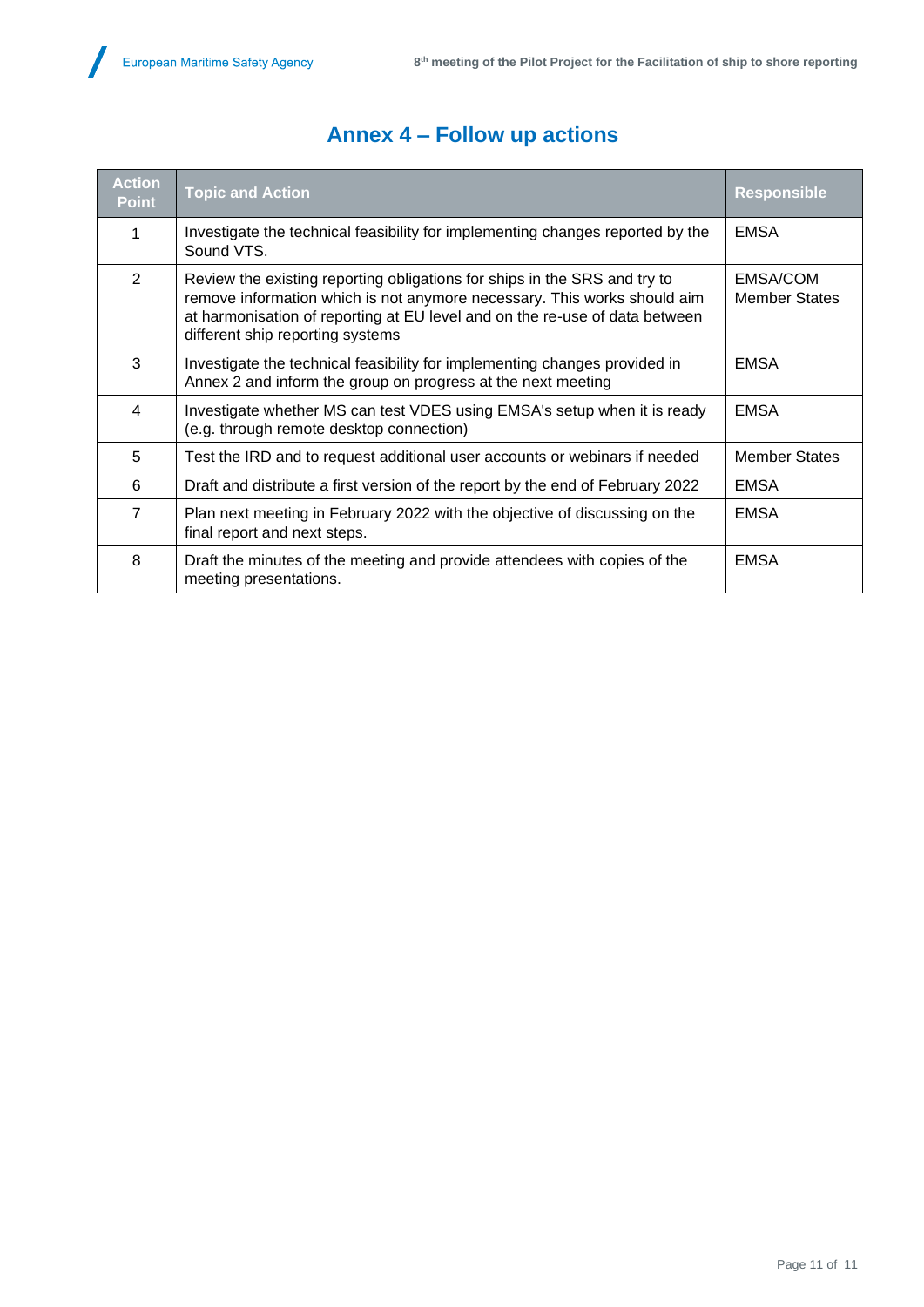## Annex 4 – Follow up actions

| Action Point | Topic and Action | Responsible |
|---|---|---|
| 1 | Investigate the technical feasibility for implementing changes reported by the Sound VTS. | EMSA |
| 2 | Review the existing reporting obligations for ships in the SRS and try to remove information which is not anymore necessary. This works should aim at harmonisation of reporting at EU level and on the re-use of data between different ship reporting systems | EMSA/COM Member States |
| 3 | Investigate the technical feasibility for implementing changes provided in Annex 2 and inform the group on progress at the next meeting | EMSA |
| 4 | Investigate whether MS can test VDES using EMSA's setup when it is ready (e.g. through remote desktop connection) | EMSA |
| 5 | Test the IRD and to request additional user accounts or webinars if needed | Member States |
| 6 | Draft and distribute a first version of the report by the end of February 2022 | EMSA |
| 7 | Plan next meeting in February 2022 with the objective of discussing on the final report and next steps. | EMSA |
| 8 | Draft the minutes of the meeting and provide attendees with copies of the meeting presentations. | EMSA |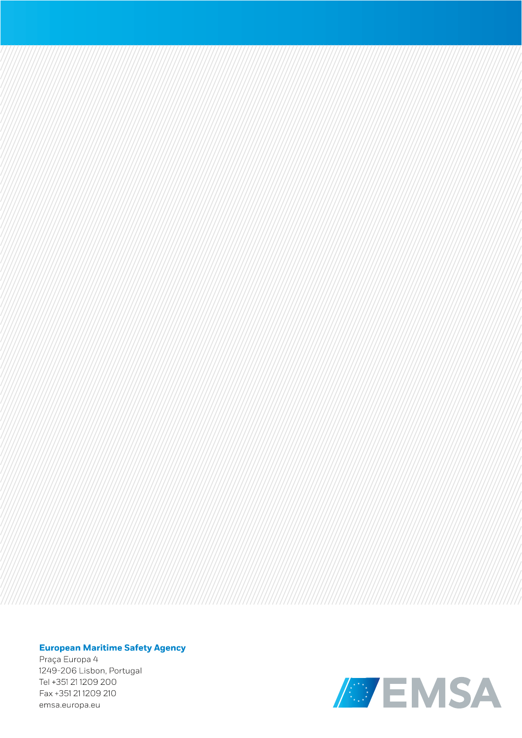**European Maritime Safety Agency**

Praça Europa 4
1249-206 Lisbon, Portugal
Tel +351 21 1209 200
Fax +351 21 1209 210
emsa.europa.eu

EMSA